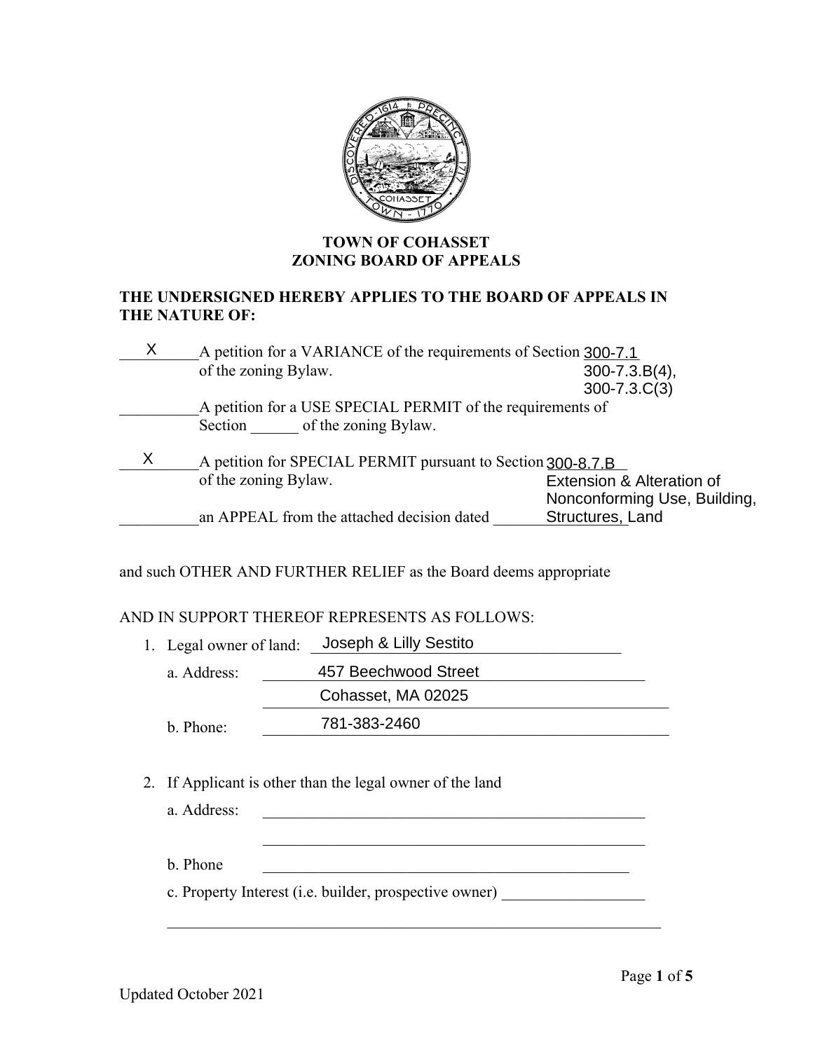# TOWN OF COHASSET
# ZONING BOARD OF APPEALS

**THE UNDERSIGNED HEREBY APPLIES TO THE BOARD OF APPEALS IN THE NATURE OF:**

\_\_\_X\_\_\_ A petition for a VARIANCE of the requirements of Section 300-7.1, 300-7.3.B(4), 300-7.3.C(3) of the zoning Bylaw.

\_\_\_\_\_\_\_\_\_\_ A petition for a USE SPECIAL PERMIT of the requirements of Section \_\_\_\_\_\_ of the zoning Bylaw.

\_\_\_X\_\_\_ A petition for SPECIAL PERMIT pursuant to Section 300-8.7.B Extension & Alteration of Nonconforming Use, Building, Structures, Land of the zoning Bylaw.

\_\_\_\_\_\_\_\_\_\_ an APPEAL from the attached decision dated \_\_\_\_\_\_\_\_\_\_

and such OTHER AND FURTHER RELIEF as the Board deems appropriate

AND IN SUPPORT THEREOF REPRESENTS AS FOLLOWS:

1. Legal owner of land: Joseph & Lilly Sestito
   - a. Address: 457 Beechwood Street
     Cohasset, MA 02025
   - b. Phone: 781-383-2460

2. If Applicant is other than the legal owner of the land
   - a. Address: \_\_\_\_\_\_\_\_\_\_\_\_\_\_\_\_\_\_\_\_\_\_\_\_\_\_\_\_\_\_\_\_\_\_\_\_\_\_\_\_\_\_\_\_\_\_\_\_

     \_\_\_\_\_\_\_\_\_\_\_\_\_\_\_\_\_\_\_\_\_\_\_\_\_\_\_\_\_\_\_\_\_\_\_\_\_\_\_\_\_\_\_\_\_\_\_\_
   - b. Phone \_\_\_\_\_\_\_\_\_\_\_\_\_\_\_\_\_\_\_\_\_\_\_\_\_\_\_\_\_\_\_\_\_\_\_\_\_\_\_\_\_\_\_\_\_\_\_\_
   - c. Property Interest (i.e. builder, prospective owner) \_\_\_\_\_\_\_\_\_\_\_\_\_\_\_\_\_\_

     \_\_\_\_\_\_\_\_\_\_\_\_\_\_\_\_\_\_\_\_\_\_\_\_\_\_\_\_\_\_\_\_\_\_\_\_\_\_\_\_\_\_\_\_\_\_\_\_\_\_\_\_\_\_\_\_\_\_\_\_\_\_

Updated October 2021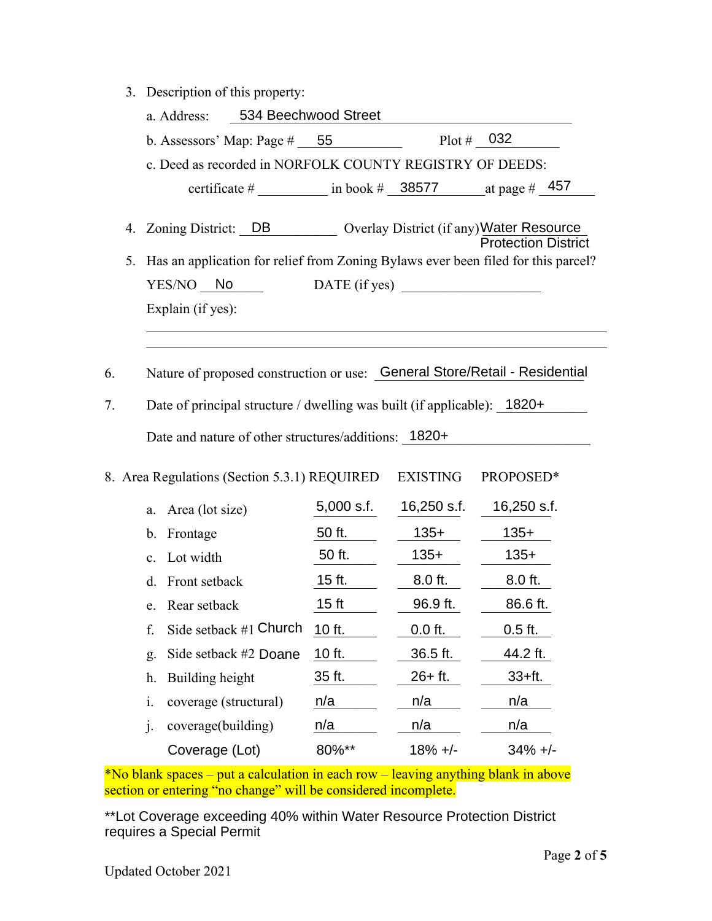3. Description of this property:

   a. Address: 534 Beechwood Street

   b. Assessors' Map: Page # 55 Plot # 032

   c. Deed as recorded in NORFOLK COUNTY REGISTRY OF DEEDS:

      certificate # ________ in book # 38577 at page # 457

4. Zoning District: DB Overlay District (if any) Water Resource Protection District

5. Has an application for relief from Zoning Bylaws ever been filed for this parcel?

   YES/NO No DATE (if yes) ____________________

   Explain (if yes):

   ______________________________________________________________

   ______________________________________________________________

6. Nature of proposed construction or use: General Store/Retail - Residential

7. Date of principal structure / dwelling was built (if applicable): 1820+

   Date and nature of other structures/additions: 1820+

8. Area Regulations (Section 5.3.1)

| | | REQUIRED | EXISTING | PROPOSED* |
|---|---|---|---|---|
| a. | Area (lot size) | 5,000 s.f. | 16,250 s.f. | 16,250 s.f. |
| b. | Frontage | 50 ft. | 135+ | 135+ |
| c. | Lot width | 50 ft. | 135+ | 135+ |
| d. | Front setback | 15 ft. | 8.0 ft. | 8.0 ft. |
| e. | Rear setback | 15 ft | 96.9 ft. | 86.6 ft. |
| f. | Side setback #1 Church | 10 ft. | 0.0 ft. | 0.5 ft. |
| g. | Side setback #2 Doane | 10 ft. | 36.5 ft. | 44.2 ft. |
| h. | Building height | 35 ft. | 26+ ft. | 33+ft. |
| i. | coverage (structural) | n/a | n/a | n/a |
| j. | coverage(building) | n/a | n/a | n/a |
| | Coverage (Lot) | 80%** | 18% +/- | 34% +/- |

*No blank spaces – put a calculation in each row – leaving anything blank in above section or entering "no change" will be considered incomplete.

**Lot Coverage exceeding 40% within Water Resource Protection District requires a Special Permit

Updated October 2021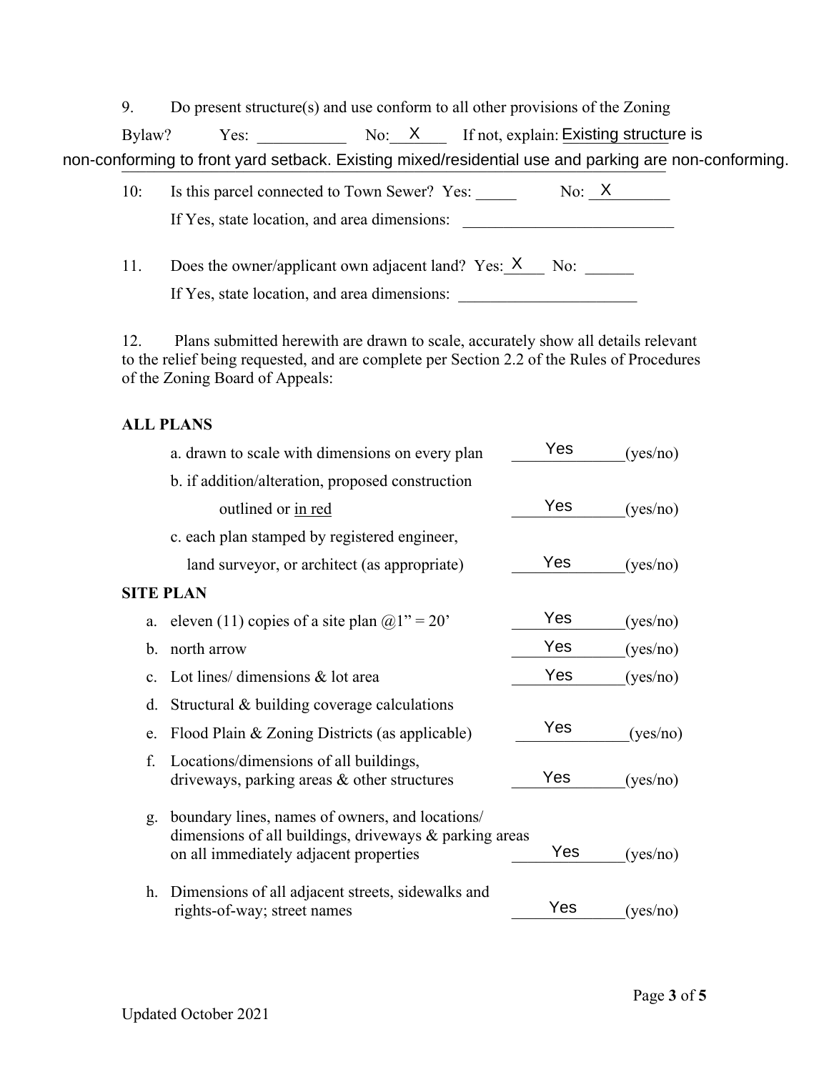9. Do present structure(s) and use conform to all other provisions of the Zoning Bylaw? Yes: ___________ No: X If not, explain: Existing structure is non-conforming to front yard setback. Existing mixed/residential use and parking are non-conforming.

10: Is this parcel connected to Town Sewer? Yes: _____ No: X

If Yes, state location, and area dimensions: ___________________________

11. Does the owner/applicant own adjacent land? Yes: X No: ______

If Yes, state location, and area dimensions: ______________________

12. Plans submitted herewith are drawn to scale, accurately show all details relevant to the relief being requested, and are complete per Section 2.2 of the Rules of Procedures of the Zoning Board of Appeals:

**ALL PLANS**

a. drawn to scale with dimensions on every plan — Yes (yes/no)

b. if addition/alteration, proposed construction outlined or in red — Yes (yes/no)

c. each plan stamped by registered engineer, land surveyor, or architect (as appropriate) — Yes (yes/no)

**SITE PLAN**

a. eleven (11) copies of a site plan @1" = 20' — Yes (yes/no)

b. north arrow — Yes (yes/no)

c. Lot lines/ dimensions & lot area — Yes (yes/no)

d. Structural & building coverage calculations

e. Flood Plain & Zoning Districts (as applicable) — Yes (yes/no)

f. Locations/dimensions of all buildings, driveways, parking areas & other structures — Yes (yes/no)

g. boundary lines, names of owners, and locations/ dimensions of all buildings, driveways & parking areas on all immediately adjacent properties — Yes (yes/no)

h. Dimensions of all adjacent streets, sidewalks and rights-of-way; street names — Yes (yes/no)

Updated October 2021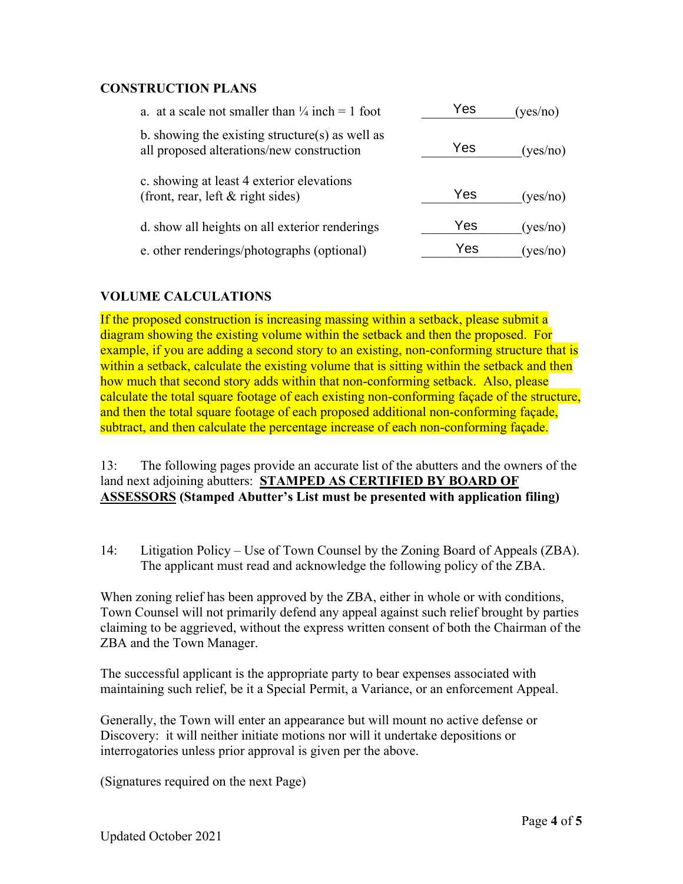**CONSTRUCTION PLANS**

| | | |
|---|---|---|
| a. at a scale not smaller than ¼ inch = 1 foot | Yes | (yes/no) |
| b. showing the existing structure(s) as well as all proposed alterations/new construction | Yes | (yes/no) |
| c. showing at least 4 exterior elevations (front, rear, left & right sides) | Yes | (yes/no) |
| d. show all heights on all exterior renderings | Yes | (yes/no) |
| e. other renderings/photographs (optional) | Yes | (yes/no) |

**VOLUME CALCULATIONS**

If the proposed construction is increasing massing within a setback, please submit a diagram showing the existing volume within the setback and then the proposed. For example, if you are adding a second story to an existing, non-conforming structure that is within a setback, calculate the existing volume that is sitting within the setback and then how much that second story adds within that non-conforming setback. Also, please calculate the total square footage of each existing non-conforming façade of the structure, and then the total square footage of each proposed additional non-conforming façade, subtract, and then calculate the percentage increase of each non-conforming façade.

13: The following pages provide an accurate list of the abutters and the owners of the land next adjoining abutters: **STAMPED AS CERTIFIED BY BOARD OF ASSESSORS** **(Stamped Abutter's List must be presented with application filing)**

14: Litigation Policy – Use of Town Counsel by the Zoning Board of Appeals (ZBA). The applicant must read and acknowledge the following policy of the ZBA.

When zoning relief has been approved by the ZBA, either in whole or with conditions, Town Counsel will not primarily defend any appeal against such relief brought by parties claiming to be aggrieved, without the express written consent of both the Chairman of the ZBA and the Town Manager.

The successful applicant is the appropriate party to bear expenses associated with maintaining such relief, be it a Special Permit, a Variance, or an enforcement Appeal.

Generally, the Town will enter an appearance but will mount no active defense or Discovery: it will neither initiate motions nor will it undertake depositions or interrogatories unless prior approval is given per the above.

(Signatures required on the next Page)

Updated October 2021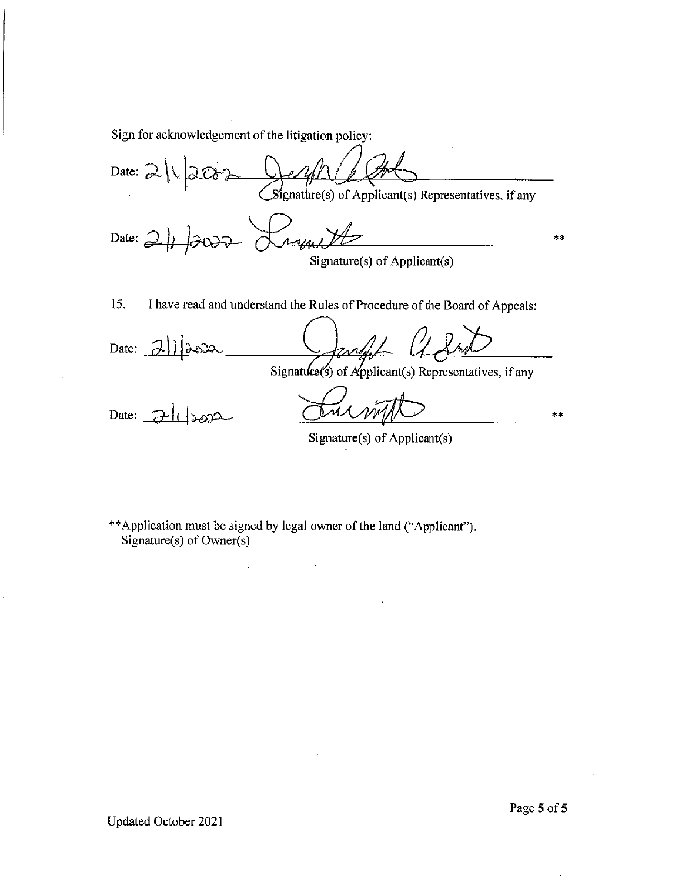Sign for acknowledgement of the litigation policy:

Date: 2/1/2022 ______________________________
Signature(s) of Applicant(s) Representatives, if any

Date: 2/1/2022 ______________________________ **
Signature(s) of Applicant(s)

15. I have read and understand the Rules of Procedure of the Board of Appeals:

Date: 2/1/2022 ______________________________
Signature(s) of Applicant(s) Representatives, if any

Date: 2/1/2022 ______________________________ **
Signature(s) of Applicant(s)

**Application must be signed by legal owner of the land ("Applicant").
Signature(s) of Owner(s)

Updated October 2021